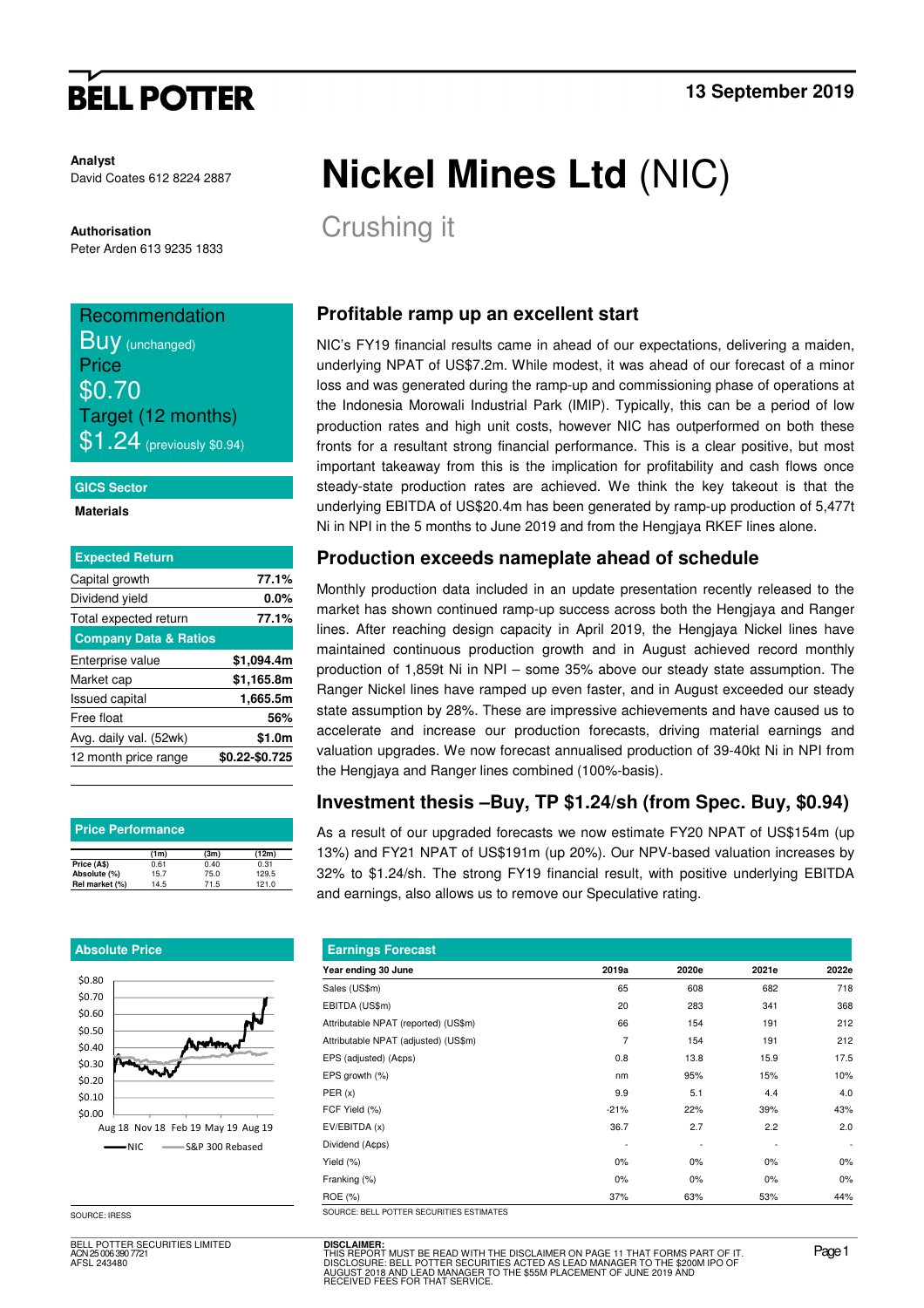# Nickel Mines Ltd (NIC)

## Crushing it

**13 September 2019**

**Analyst**
David Coates 612 8224 2887

**Authorisation**
Peter Arden 613 9235 1833

**Recommendation**
Buy (unchanged)
**Price**
$0.70
**Target (12 months)**
$1.24 (previously $0.94)

**GICS Sector**
Materials

| Expected Return | |
|---|---|
| Capital growth | 77.1% |
| Dividend yield | 0.0% |
| Total expected return | 77.1% |
| **Company Data & Ratios** | |
| Enterprise value | $1,094.4m |
| Market cap | $1,165.8m |
| Issued capital | 1,665.5m |
| Free float | 56% |
| Avg. daily val. (52wk) | $1.0m |
| 12 month price range | $0.22-$0.725 |

**Price Performance**

| | (1m) | (3m) | (12m) |
|---|---|---|---|
| Price (A$) | 0.61 | 0.40 | 0.31 |
| Absolute (%) | 15.7 | 75.0 | 129.5 |
| Rel market (%) | 14.5 | 71.5 | 121.0 |

**Absolute Price**

SOURCE: IRESS

### Profitable ramp up an excellent start

NIC's FY19 financial results came in ahead of our expectations, delivering a maiden, underlying NPAT of US$7.2m. While modest, it was ahead of our forecast of a minor loss and was generated during the ramp-up and commissioning phase of operations at the Indonesia Morowali Industrial Park (IMIP). Typically, this can be a period of low production rates and high unit costs, however NIC has outperformed on both these fronts for a resultant strong financial performance. This is a clear positive, but most important takeaway from this is the implication for profitability and cash flows once steady-state production rates are achieved. We think the key takeout is that the underlying EBITDA of US$20.4m has been generated by ramp-up production of 5,477t Ni in NPI in the 5 months to June 2019 and from the Hengjaya RKEF lines alone.

### Production exceeds nameplate ahead of schedule

Monthly production data included in an update presentation recently released to the market has shown continued ramp-up success across both the Hengjaya and Ranger lines. After reaching design capacity in April 2019, the Hengjaya Nickel lines have maintained continuous production growth and in August achieved record monthly production of 1,859t Ni in NPI – some 35% above our steady state assumption. The Ranger Nickel lines have ramped up even faster, and in August exceeded our steady state assumption by 28%. These are impressive achievements and have caused us to accelerate and increase our production forecasts, driving material earnings and valuation upgrades. We now forecast annualised production of 39-40kt Ni in NPI from the Hengjaya and Ranger lines combined (100%-basis).

### Investment thesis –Buy, TP $1.24/sh (from Spec. Buy, $0.94)

As a result of our upgraded forecasts we now estimate FY20 NPAT of US$154m (up 13%) and FY21 NPAT of US$191m (up 20%). Our NPV-based valuation increases by 32% to $1.24/sh. The strong FY19 financial result, with positive underlying EBITDA and earnings, also allows us to remove our Speculative rating.

**Earnings Forecast**

| Year ending 30 June | 2019a | 2020e | 2021e | 2022e |
|---|---|---|---|---|
| Sales (US$m) | 65 | 608 | 682 | 718 |
| EBITDA (US$m) | 20 | 283 | 341 | 368 |
| Attributable NPAT (reported) (US$m) | 66 | 154 | 191 | 212 |
| Attributable NPAT (adjusted) (US$m) | 7 | 154 | 191 | 212 |
| EPS (adjusted) (A¢ps) | 0.8 | 13.8 | 15.9 | 17.5 |
| EPS growth (%) | nm | 95% | 15% | 10% |
| PER (x) | 9.9 | 5.1 | 4.4 | 4.0 |
| FCF Yield (%) | -21% | 22% | 39% | 43% |
| EV/EBITDA (x) | 36.7 | 2.7 | 2.2 | 2.0 |
| Dividend (A¢ps) | - | - | - | - |
| Yield (%) | 0% | 0% | 0% | 0% |
| Franking (%) | 0% | 0% | 0% | 0% |
| ROE (%) | 37% | 63% | 53% | 44% |

SOURCE: BELL POTTER SECURITIES ESTIMATES

BELL POTTER SECURITIES LIMITED
ACN 25 006 390 7721
AFSL 243480

**DISCLAIMER:**
THIS REPORT MUST BE READ WITH THE DISCLAIMER ON PAGE 11 THAT FORMS PART OF IT.
DISCLOSURE: BELL POTTER SECURITIES ACTED AS LEAD MANAGER TO THE $200M IPO OF AUGUST 2018 AND LEAD MANAGER TO THE $55M PLACEMENT OF JUNE 2019 AND RECEIVED FEES FOR THAT SERVICE.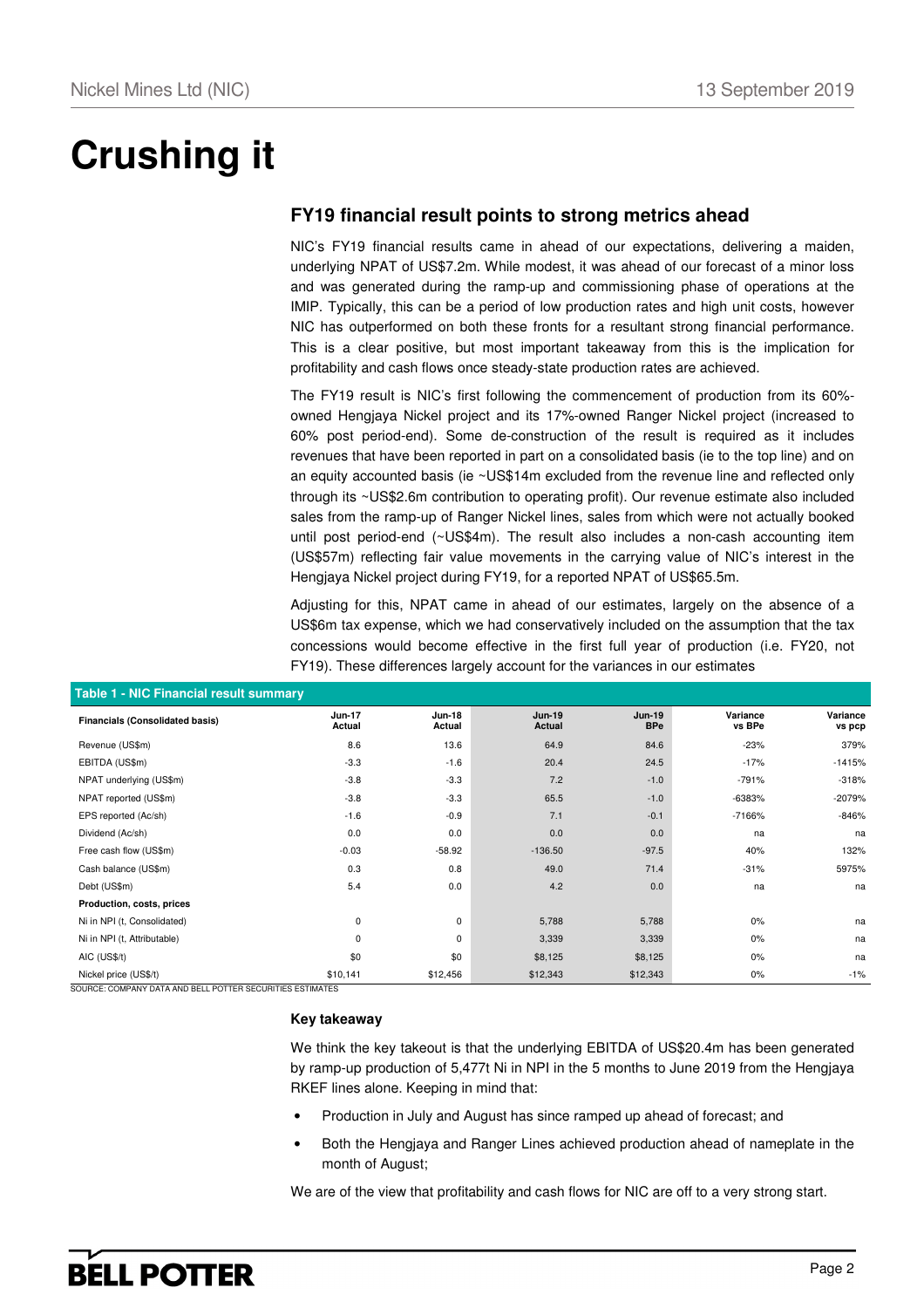# Crushing it

## FY19 financial result points to strong metrics ahead

NIC's FY19 financial results came in ahead of our expectations, delivering a maiden, underlying NPAT of US$7.2m. While modest, it was ahead of our forecast of a minor loss and was generated during the ramp-up and commissioning phase of operations at the IMIP. Typically, this can be a period of low production rates and high unit costs, however NIC has outperformed on both these fronts for a resultant strong financial performance. This is a clear positive, but most important takeaway from this is the implication for profitability and cash flows once steady-state production rates are achieved.

The FY19 result is NIC's first following the commencement of production from its 60%-owned Hengjaya Nickel project and its 17%-owned Ranger Nickel project (increased to 60% post period-end). Some de-construction of the result is required as it includes revenues that have been reported in part on a consolidated basis (ie to the top line) and on an equity accounted basis (ie ~US$14m excluded from the revenue line and reflected only through its ~US$2.6m contribution to operating profit). Our revenue estimate also included sales from the ramp-up of Ranger Nickel lines, sales from which were not actually booked until post period-end (~US$4m). The result also includes a non-cash accounting item (US$57m) reflecting fair value movements in the carrying value of NIC's interest in the Hengjaya Nickel project during FY19, for a reported NPAT of US$65.5m.

Adjusting for this, NPAT came in ahead of our estimates, largely on the absence of a US$6m tax expense, which we had conservatively included on the assumption that the tax concessions would become effective in the first full year of production (i.e. FY20, not FY19). These differences largely account for the variances in our estimates

**Table 1 - NIC Financial result summary**

| Financials (Consolidated basis) | Jun-17 Actual | Jun-18 Actual | Jun-19 Actual | Jun-19 BPe | Variance vs BPe | Variance vs pcp |
|---|---|---|---|---|---|---|
| Revenue (US$m) | 8.6 | 13.6 | 64.9 | 84.6 | -23% | 379% |
| EBITDA (US$m) | -3.3 | -1.6 | 20.4 | 24.5 | -17% | -1415% |
| NPAT underlying (US$m) | -3.8 | -3.3 | 7.2 | -1.0 | -791% | -318% |
| NPAT reported (US$m) | -3.8 | -3.3 | 65.5 | -1.0 | -6383% | -2079% |
| EPS reported (Ac/sh) | -1.6 | -0.9 | 7.1 | -0.1 | -7166% | -846% |
| Dividend (Ac/sh) | 0.0 | 0.0 | 0.0 | 0.0 | na | na |
| Free cash flow (US$m) | -0.03 | -58.92 | -136.50 | -97.5 | 40% | 132% |
| Cash balance (US$m) | 0.3 | 0.8 | 49.0 | 71.4 | -31% | 5975% |
| Debt (US$m) | 5.4 | 0.0 | 4.2 | 0.0 | na | na |
| **Production, costs, prices** | | | | | | |
| Ni in NPI (t, Consolidated) | 0 | 0 | 5,788 | 5,788 | 0% | na |
| Ni in NPI (t, Attributable) | 0 | 0 | 3,339 | 3,339 | 0% | na |
| AIC (US$/t) | $0 | $0 | $8,125 | $8,125 | 0% | na |
| Nickel price (US$/t) | $10,141 | $12,456 | $12,343 | $12,343 | 0% | -1% |

SOURCE: COMPANY DATA AND BELL POTTER SECURITIES ESTIMATES

**Key takeaway**

We think the key takeout is that the underlying EBITDA of US$20.4m has been generated by ramp-up production of 5,477t Ni in NPI in the 5 months to June 2019 from the Hengjaya RKEF lines alone. Keeping in mind that:

- Production in July and August has since ramped up ahead of forecast; and
- Both the Hengjaya and Ranger Lines achieved production ahead of nameplate in the month of August;

We are of the view that profitability and cash flows for NIC are off to a very strong start.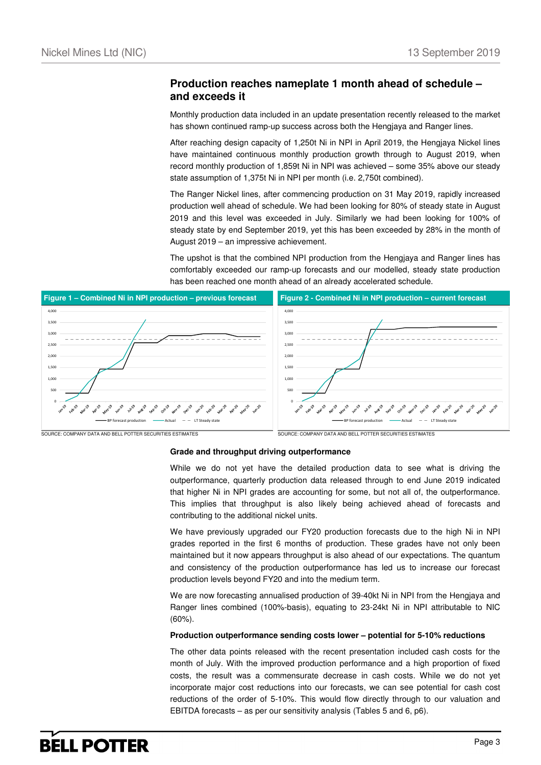## Production reaches nameplate 1 month ahead of schedule – and exceeds it

Monthly production data included in an update presentation recently released to the market has shown continued ramp-up success across both the Hengjaya and Ranger lines.

After reaching design capacity of 1,250t Ni in NPI in April 2019, the Hengjaya Nickel lines have maintained continuous monthly production growth through to August 2019, when record monthly production of 1,859t Ni in NPI was achieved – some 35% above our steady state assumption of 1,375t Ni in NPI per month (i.e. 2,750t combined).

The Ranger Nickel lines, after commencing production on 31 May 2019, rapidly increased production well ahead of schedule. We had been looking for 80% of steady state in August 2019 and this level was exceeded in July. Similarly we had been looking for 100% of steady state by end September 2019, yet this has been exceeded by 28% in the month of August 2019 – an impressive achievement.

The upshot is that the combined NPI production from the Hengjaya and Ranger lines has comfortably exceeded our ramp-up forecasts and our modelled, steady state production has been reached one month ahead of an already accelerated schedule.

**Figure 1 – Combined Ni in NPI production – previous forecast**

SOURCE: COMPANY DATA AND BELL POTTER SECURITIES ESTIMATES

**Figure 2 - Combined Ni in NPI production – current forecast**

SOURCE: COMPANY DATA AND BELL POTTER SECURITIES ESTIMATES

**Grade and throughput driving outperformance**

While we do not yet have the detailed production data to see what is driving the outperformance, quarterly production data released through to end June 2019 indicated that higher Ni in NPI grades are accounting for some, but not all, of the outperformance. This implies that throughput is also likely being achieved ahead of forecasts and contributing to the additional nickel units.

We have previously upgraded our FY20 production forecasts due to the high Ni in NPI grades reported in the first 6 months of production. These grades have not only been maintained but it now appears throughput is also ahead of our expectations. The quantum and consistency of the production outperformance has led us to increase our forecast production levels beyond FY20 and into the medium term.

We are now forecasting annualised production of 39-40kt Ni in NPI from the Hengjaya and Ranger lines combined (100%-basis), equating to 23-24kt Ni in NPI attributable to NIC (60%).

**Production outperformance sending costs lower – potential for 5-10% reductions**

The other data points released with the recent presentation included cash costs for the month of July. With the improved production performance and a high proportion of fixed costs, the result was a commensurate decrease in cash costs. While we do not yet incorporate major cost reductions into our forecasts, we can see potential for cash cost reductions of the order of 5-10%. This would flow directly through to our valuation and EBITDA forecasts – as per our sensitivity analysis (Tables 5 and 6, p6).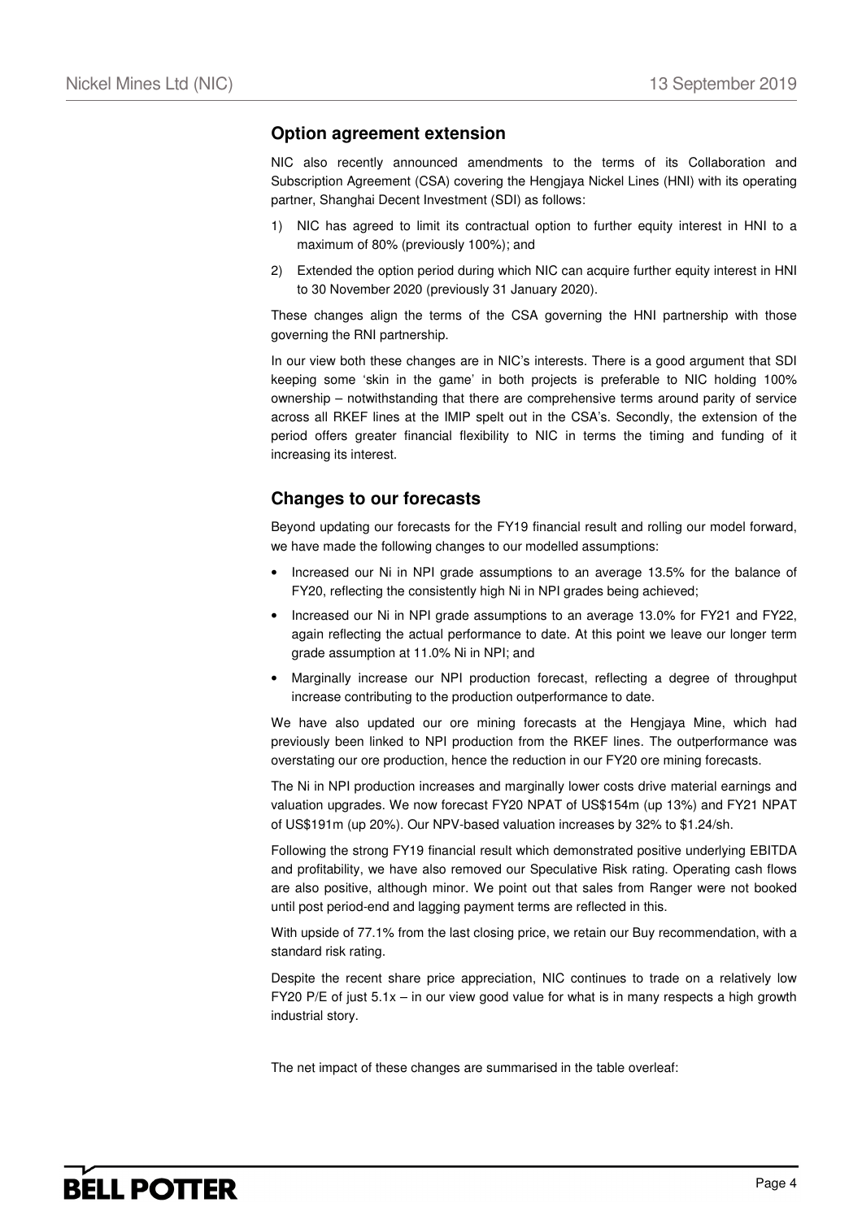## Option agreement extension

NIC also recently announced amendments to the terms of its Collaboration and Subscription Agreement (CSA) covering the Hengjaya Nickel Lines (HNI) with its operating partner, Shanghai Decent Investment (SDI) as follows:

1) NIC has agreed to limit its contractual option to further equity interest in HNI to a maximum of 80% (previously 100%); and
2) Extended the option period during which NIC can acquire further equity interest in HNI to 30 November 2020 (previously 31 January 2020).

These changes align the terms of the CSA governing the HNI partnership with those governing the RNI partnership.

In our view both these changes are in NIC's interests. There is a good argument that SDI keeping some 'skin in the game' in both projects is preferable to NIC holding 100% ownership – notwithstanding that there are comprehensive terms around parity of service across all RKEF lines at the IMIP spelt out in the CSA's. Secondly, the extension of the period offers greater financial flexibility to NIC in terms the timing and funding of it increasing its interest.

## Changes to our forecasts

Beyond updating our forecasts for the FY19 financial result and rolling our model forward, we have made the following changes to our modelled assumptions:

- Increased our Ni in NPI grade assumptions to an average 13.5% for the balance of FY20, reflecting the consistently high Ni in NPI grades being achieved;
- Increased our Ni in NPI grade assumptions to an average 13.0% for FY21 and FY22, again reflecting the actual performance to date. At this point we leave our longer term grade assumption at 11.0% Ni in NPI; and
- Marginally increase our NPI production forecast, reflecting a degree of throughput increase contributing to the production outperformance to date.

We have also updated our ore mining forecasts at the Hengjaya Mine, which had previously been linked to NPI production from the RKEF lines. The outperformance was overstating our ore production, hence the reduction in our FY20 ore mining forecasts.

The Ni in NPI production increases and marginally lower costs drive material earnings and valuation upgrades. We now forecast FY20 NPAT of US$154m (up 13%) and FY21 NPAT of US$191m (up 20%). Our NPV-based valuation increases by 32% to $1.24/sh.

Following the strong FY19 financial result which demonstrated positive underlying EBITDA and profitability, we have also removed our Speculative Risk rating. Operating cash flows are also positive, although minor. We point out that sales from Ranger were not booked until post period-end and lagging payment terms are reflected in this.

With upside of 77.1% from the last closing price, we retain our Buy recommendation, with a standard risk rating.

Despite the recent share price appreciation, NIC continues to trade on a relatively low FY20 P/E of just 5.1x – in our view good value for what is in many respects a high growth industrial story.

The net impact of these changes are summarised in the table overleaf: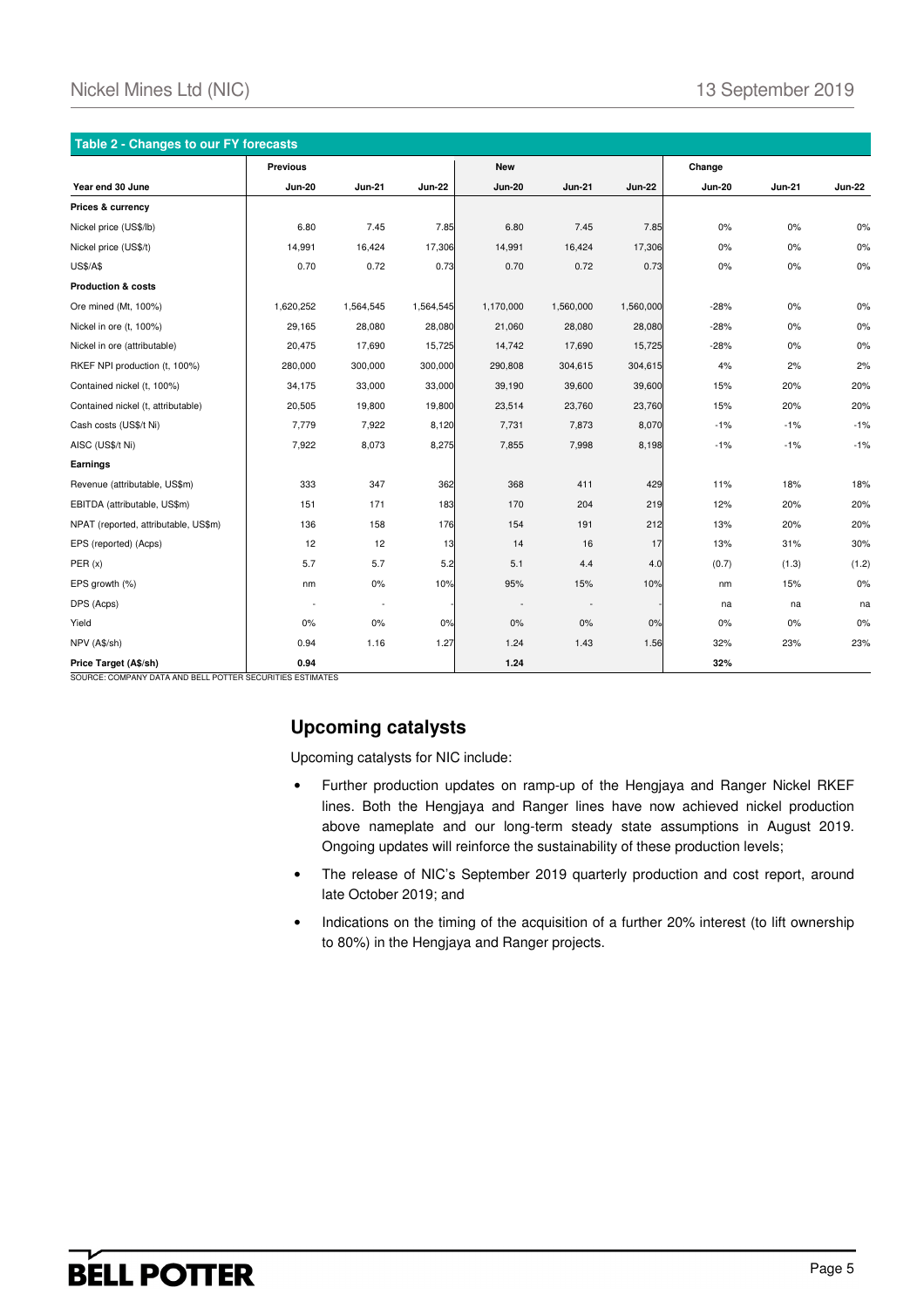**Table 2 - Changes to our FY forecasts**

| | Previous | | | New | | | Change | | |
|---|---|---|---|---|---|---|---|---|---|
| **Year end 30 June** | **Jun-20** | **Jun-21** | **Jun-22** | **Jun-20** | **Jun-21** | **Jun-22** | **Jun-20** | **Jun-21** | **Jun-22** |
| **Prices & currency** | | | | | | | | | |
| Nickel price (US$/lb) | 6.80 | 7.45 | 7.85 | 6.80 | 7.45 | 7.85 | 0% | 0% | 0% |
| Nickel price (US$/t) | 14,991 | 16,424 | 17,306 | 14,991 | 16,424 | 17,306 | 0% | 0% | 0% |
| US$/A$ | 0.70 | 0.72 | 0.73 | 0.70 | 0.72 | 0.73 | 0% | 0% | 0% |
| **Production & costs** | | | | | | | | | |
| Ore mined (Mt, 100%) | 1,620,252 | 1,564,545 | 1,564,545 | 1,170,000 | 1,560,000 | 1,560,000 | -28% | 0% | 0% |
| Nickel in ore (t, 100%) | 29,165 | 28,080 | 28,080 | 21,060 | 28,080 | 28,080 | -28% | 0% | 0% |
| Nickel in ore (attributable) | 20,475 | 17,690 | 15,725 | 14,742 | 17,690 | 15,725 | -28% | 0% | 0% |
| RKEF NPI production (t, 100%) | 280,000 | 300,000 | 300,000 | 290,808 | 304,615 | 304,615 | 4% | 2% | 2% |
| Contained nickel (t, 100%) | 34,175 | 33,000 | 33,000 | 39,190 | 39,600 | 39,600 | 15% | 20% | 20% |
| Contained nickel (t, attributable) | 20,505 | 19,800 | 19,800 | 23,514 | 23,760 | 23,760 | 15% | 20% | 20% |
| Cash costs (US$/t Ni) | 7,779 | 7,922 | 8,120 | 7,731 | 7,873 | 8,070 | -1% | -1% | -1% |
| AISC (US$/t Ni) | 7,922 | 8,073 | 8,275 | 7,855 | 7,998 | 8,198 | -1% | -1% | -1% |
| **Earnings** | | | | | | | | | |
| Revenue (attributable, US$m) | 333 | 347 | 362 | 368 | 411 | 429 | 11% | 18% | 18% |
| EBITDA (attributable, US$m) | 151 | 171 | 183 | 170 | 204 | 219 | 12% | 20% | 20% |
| NPAT (reported, attributable, US$m) | 136 | 158 | 176 | 154 | 191 | 212 | 13% | 20% | 20% |
| EPS (reported) (Acps) | 12 | 12 | 13 | 14 | 16 | 17 | 13% | 31% | 30% |
| PER (x) | 5.7 | 5.7 | 5.2 | 5.1 | 4.4 | 4.0 | (0.7) | (1.3) | (1.2) |
| EPS growth (%) | nm | 0% | 10% | 95% | 15% | 10% | nm | 15% | 0% |
| DPS (Acps) | - | - | - | - | - | - | na | na | na |
| Yield | 0% | 0% | 0% | 0% | 0% | 0% | 0% | 0% | 0% |
| NPV (A$/sh) | 0.94 | 1.16 | 1.27 | 1.24 | 1.43 | 1.56 | 32% | 23% | 23% |
| **Price Target (A$/sh)** | **0.94** | | | **1.24** | | | **32%** | | |

SOURCE: COMPANY DATA AND BELL POTTER SECURITIES ESTIMATES

## Upcoming catalysts

Upcoming catalysts for NIC include:

- Further production updates on ramp-up of the Hengjaya and Ranger Nickel RKEF lines. Both the Hengjaya and Ranger lines have now achieved nickel production above nameplate and our long-term steady state assumptions in August 2019. Ongoing updates will reinforce the sustainability of these production levels;
- The release of NIC's September 2019 quarterly production and cost report, around late October 2019; and
- Indications on the timing of the acquisition of a further 20% interest (to lift ownership to 80%) in the Hengjaya and Ranger projects.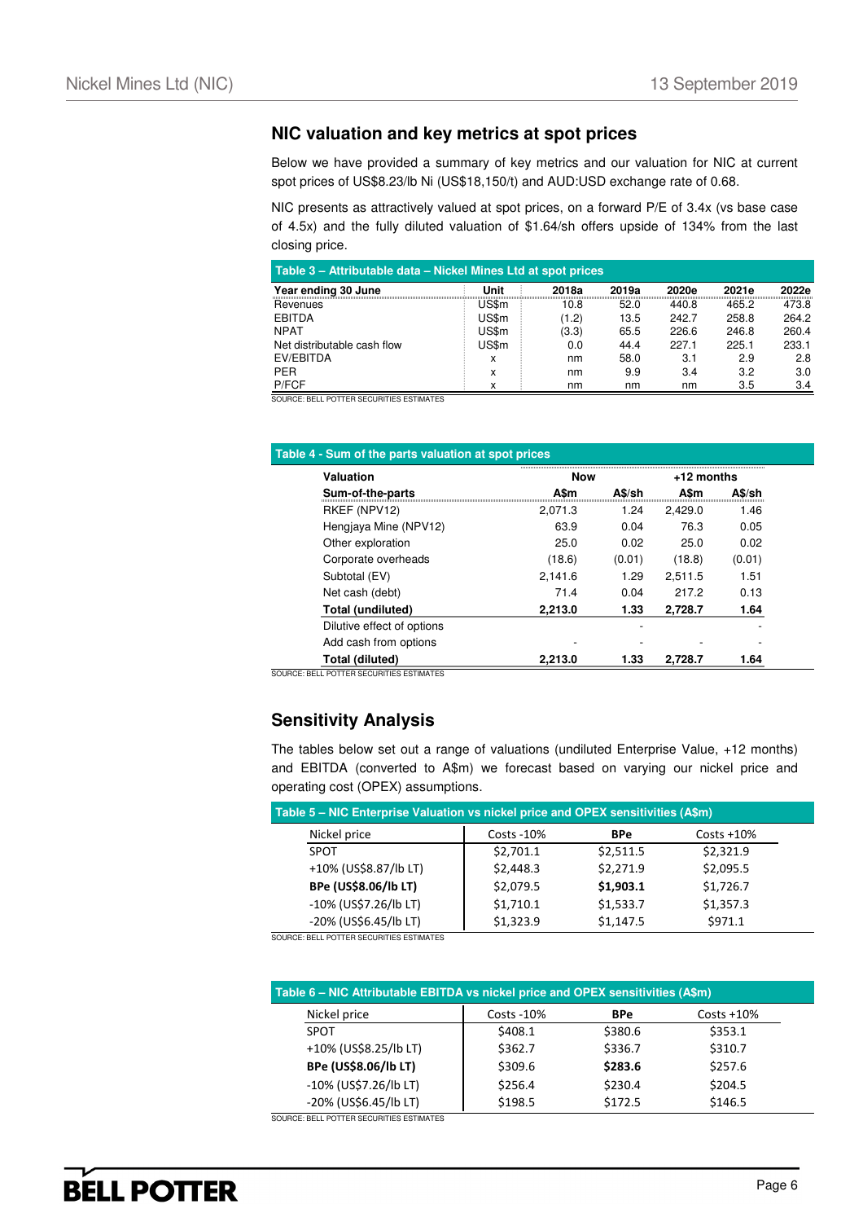## NIC valuation and key metrics at spot prices

Below we have provided a summary of key metrics and our valuation for NIC at current spot prices of US$8.23/lb Ni (US$18,150/t) and AUD:USD exchange rate of 0.68.

NIC presents as attractively valued at spot prices, on a forward P/E of 3.4x (vs base case of 4.5x) and the fully diluted valuation of $1.64/sh offers upside of 134% from the last closing price.

**Table 3 – Attributable data – Nickel Mines Ltd at spot prices**

| Year ending 30 June | Unit | 2018a | 2019a | 2020e | 2021e | 2022e |
|---|---|---|---|---|---|---|
| Revenues | US$m | 10.8 | 52.0 | 440.8 | 465.2 | 473.8 |
| EBITDA | US$m | (1.2) | 13.5 | 242.7 | 258.8 | 264.2 |
| NPAT | US$m | (3.3) | 65.5 | 226.6 | 246.8 | 260.4 |
| Net distributable cash flow | US$m | 0.0 | 44.4 | 227.1 | 225.1 | 233.1 |
| EV/EBITDA | x | nm | 58.0 | 3.1 | 2.9 | 2.8 |
| PER | x | nm | 9.9 | 3.4 | 3.2 | 3.0 |
| P/FCF | x | nm | nm | nm | 3.5 | 3.4 |

SOURCE: BELL POTTER SECURITIES ESTIMATES

**Table 4 - Sum of the parts valuation at spot prices**

| Valuation | Now | | +12 months | |
|---|---|---|---|---|
| **Sum-of-the-parts** | **A$m** | **A$/sh** | **A$m** | **A$/sh** |
| RKEF (NPV12) | 2,071.3 | 1.24 | 2,429.0 | 1.46 |
| Hengjaya Mine (NPV12) | 63.9 | 0.04 | 76.3 | 0.05 |
| Other exploration | 25.0 | 0.02 | 25.0 | 0.02 |
| Corporate overheads | (18.6) | (0.01) | (18.8) | (0.01) |
| Subtotal (EV) | 2,141.6 | 1.29 | 2,511.5 | 1.51 |
| Net cash (debt) | 71.4 | 0.04 | 217.2 | 0.13 |
| **Total (undiluted)** | **2,213.0** | **1.33** | **2,728.7** | **1.64** |
| Dilutive effect of options | | - | | - |
| Add cash from options | - | - | - | - |
| **Total (diluted)** | **2,213.0** | **1.33** | **2,728.7** | **1.64** |

SOURCE: BELL POTTER SECURITIES ESTIMATES

## Sensitivity Analysis

The tables below set out a range of valuations (undiluted Enterprise Value, +12 months) and EBITDA (converted to A$m) we forecast based on varying our nickel price and operating cost (OPEX) assumptions.

**Table 5 – NIC Enterprise Valuation vs nickel price and OPEX sensitivities (A$m)**

| Nickel price | Costs -10% | **BPe** | Costs +10% |
|---|---|---|---|
| SPOT | $2,701.1 | $2,511.5 | $2,321.9 |
| +10% (US$8.87/lb LT) | $2,448.3 | $2,271.9 | $2,095.5 |
| **BPe (US$8.06/lb LT)** | $2,079.5 | **$1,903.1** | $1,726.7 |
| -10% (US$7.26/lb LT) | $1,710.1 | $1,533.7 | $1,357.3 |
| -20% (US$6.45/lb LT) | $1,323.9 | $1,147.5 | $971.1 |

SOURCE: BELL POTTER SECURITIES ESTIMATES

**Table 6 – NIC Attributable EBITDA vs nickel price and OPEX sensitivities (A$m)**

| Nickel price | Costs -10% | **BPe** | Costs +10% |
|---|---|---|---|
| SPOT | $408.1 | $380.6 | $353.1 |
| +10% (US$8.25/lb LT) | $362.7 | $336.7 | $310.7 |
| **BPe (US$8.06/lb LT)** | $309.6 | **$283.6** | $257.6 |
| -10% (US$7.26/lb LT) | $256.4 | $230.4 | $204.5 |
| -20% (US$6.45/lb LT) | $198.5 | $172.5 | $146.5 |

SOURCE: BELL POTTER SECURITIES ESTIMATES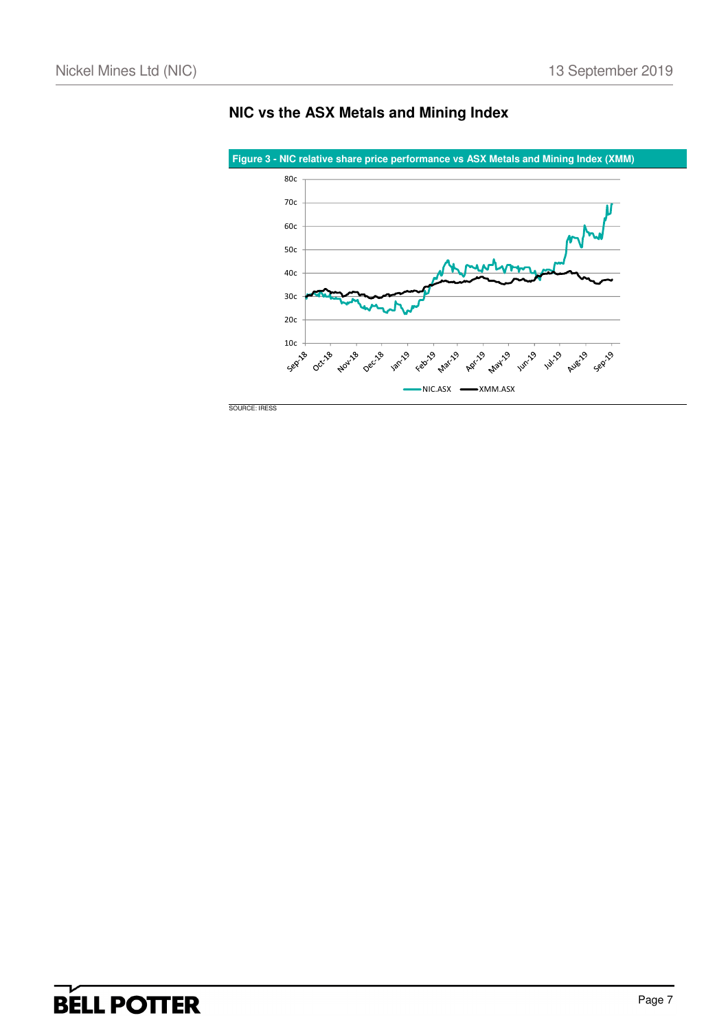## NIC vs the ASX Metals and Mining Index

**Figure 3 - NIC relative share price performance vs ASX Metals and Mining Index (XMM)**

SOURCE: IRESS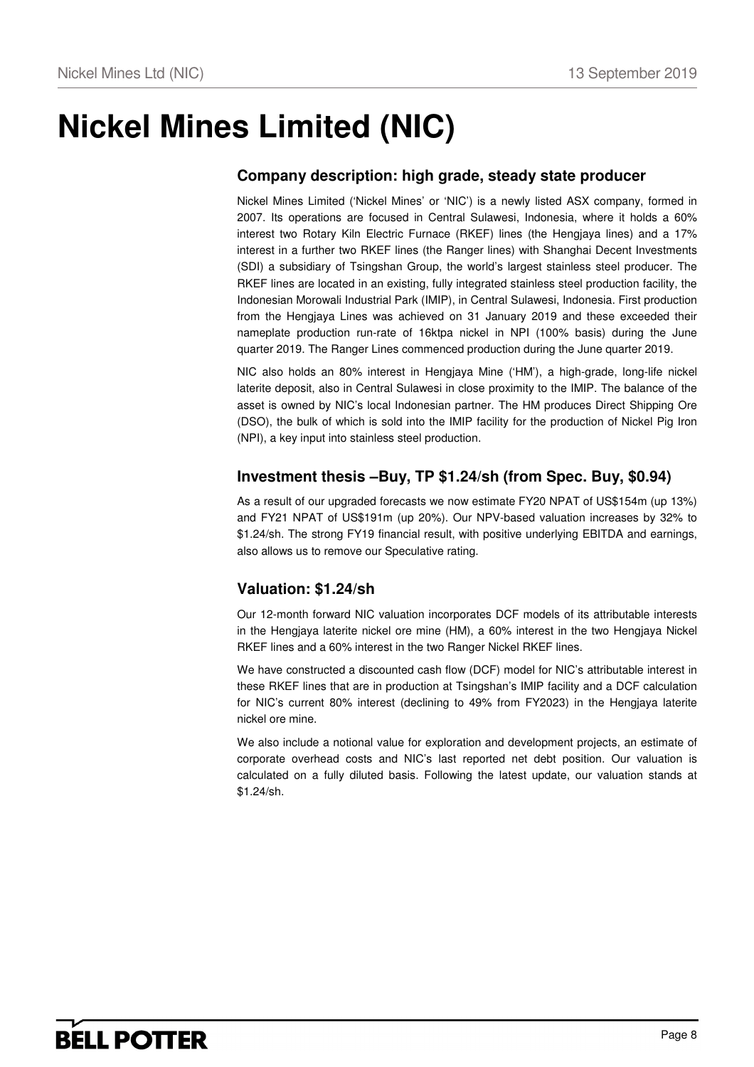# Nickel Mines Limited (NIC)

## Company description: high grade, steady state producer

Nickel Mines Limited ('Nickel Mines' or 'NIC') is a newly listed ASX company, formed in 2007. Its operations are focused in Central Sulawesi, Indonesia, where it holds a 60% interest two Rotary Kiln Electric Furnace (RKEF) lines (the Hengjaya lines) and a 17% interest in a further two RKEF lines (the Ranger lines) with Shanghai Decent Investments (SDI) a subsidiary of Tsingshan Group, the world's largest stainless steel producer. The RKEF lines are located in an existing, fully integrated stainless steel production facility, the Indonesian Morowali Industrial Park (IMIP), in Central Sulawesi, Indonesia. First production from the Hengjaya Lines was achieved on 31 January 2019 and these exceeded their nameplate production run-rate of 16ktpa nickel in NPI (100% basis) during the June quarter 2019. The Ranger Lines commenced production during the June quarter 2019.

NIC also holds an 80% interest in Hengjaya Mine ('HM'), a high-grade, long-life nickel laterite deposit, also in Central Sulawesi in close proximity to the IMIP. The balance of the asset is owned by NIC's local Indonesian partner. The HM produces Direct Shipping Ore (DSO), the bulk of which is sold into the IMIP facility for the production of Nickel Pig Iron (NPI), a key input into stainless steel production.

## Investment thesis –Buy, TP $1.24/sh (from Spec. Buy, $0.94)

As a result of our upgraded forecasts we now estimate FY20 NPAT of US$154m (up 13%) and FY21 NPAT of US$191m (up 20%). Our NPV-based valuation increases by 32% to $1.24/sh. The strong FY19 financial result, with positive underlying EBITDA and earnings, also allows us to remove our Speculative rating.

## Valuation: $1.24/sh

Our 12-month forward NIC valuation incorporates DCF models of its attributable interests in the Hengjaya laterite nickel ore mine (HM), a 60% interest in the two Hengjaya Nickel RKEF lines and a 60% interest in the two Ranger Nickel RKEF lines.

We have constructed a discounted cash flow (DCF) model for NIC's attributable interest in these RKEF lines that are in production at Tsingshan's IMIP facility and a DCF calculation for NIC's current 80% interest (declining to 49% from FY2023) in the Hengjaya laterite nickel ore mine.

We also include a notional value for exploration and development projects, an estimate of corporate overhead costs and NIC's last reported net debt position. Our valuation is calculated on a fully diluted basis. Following the latest update, our valuation stands at $1.24/sh.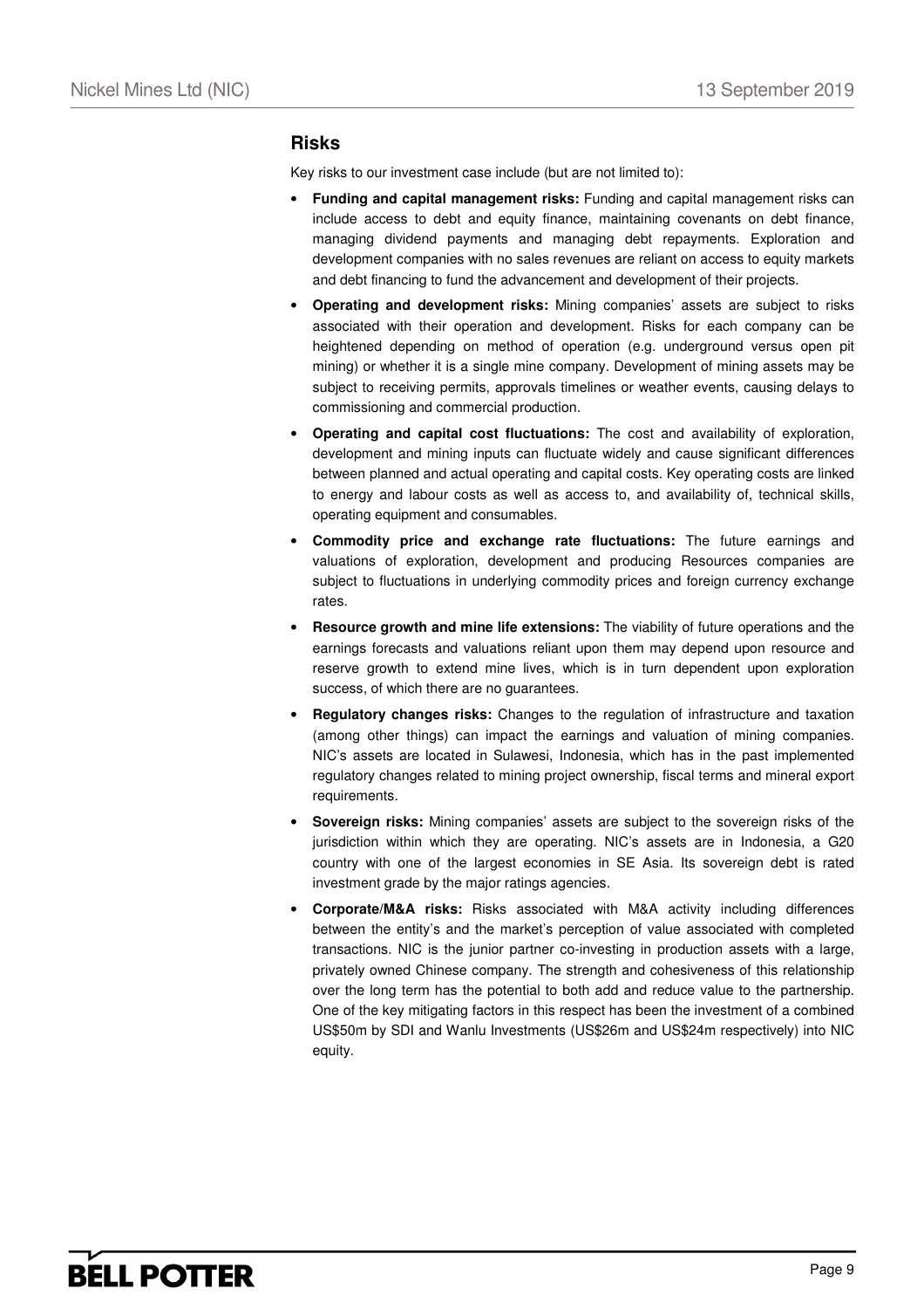## Risks

Key risks to our investment case include (but are not limited to):

- **Funding and capital management risks:** Funding and capital management risks can include access to debt and equity finance, maintaining covenants on debt finance, managing dividend payments and managing debt repayments. Exploration and development companies with no sales revenues are reliant on access to equity markets and debt financing to fund the advancement and development of their projects.
- **Operating and development risks:** Mining companies' assets are subject to risks associated with their operation and development. Risks for each company can be heightened depending on method of operation (e.g. underground versus open pit mining) or whether it is a single mine company. Development of mining assets may be subject to receiving permits, approvals timelines or weather events, causing delays to commissioning and commercial production.
- **Operating and capital cost fluctuations:** The cost and availability of exploration, development and mining inputs can fluctuate widely and cause significant differences between planned and actual operating and capital costs. Key operating costs are linked to energy and labour costs as well as access to, and availability of, technical skills, operating equipment and consumables.
- **Commodity price and exchange rate fluctuations:** The future earnings and valuations of exploration, development and producing Resources companies are subject to fluctuations in underlying commodity prices and foreign currency exchange rates.
- **Resource growth and mine life extensions:** The viability of future operations and the earnings forecasts and valuations reliant upon them may depend upon resource and reserve growth to extend mine lives, which is in turn dependent upon exploration success, of which there are no guarantees.
- **Regulatory changes risks:** Changes to the regulation of infrastructure and taxation (among other things) can impact the earnings and valuation of mining companies. NIC's assets are located in Sulawesi, Indonesia, which has in the past implemented regulatory changes related to mining project ownership, fiscal terms and mineral export requirements.
- **Sovereign risks:** Mining companies' assets are subject to the sovereign risks of the jurisdiction within which they are operating. NIC's assets are in Indonesia, a G20 country with one of the largest economies in SE Asia. Its sovereign debt is rated investment grade by the major ratings agencies.
- **Corporate/M&A risks:** Risks associated with M&A activity including differences between the entity's and the market's perception of value associated with completed transactions. NIC is the junior partner co-investing in production assets with a large, privately owned Chinese company. The strength and cohesiveness of this relationship over the long term has the potential to both add and reduce value to the partnership. One of the key mitigating factors in this respect has been the investment of a combined US$50m by SDI and Wanlu Investments (US$26m and US$24m respectively) into NIC equity.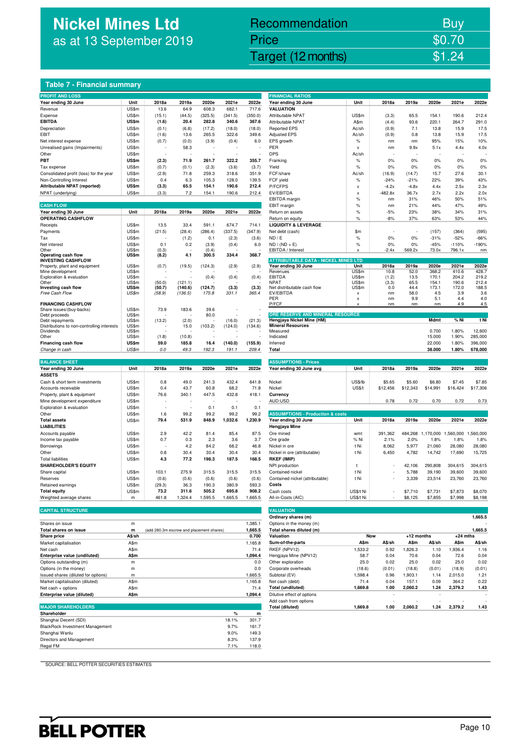# Nickel Mines Ltd
as at 13 September 2019

| Recommendation | Buy |
|---|---|
| Price | $0.70 |
| Target (12 months) | $1.24 |

## Table 7 - Financial summary

### PROFIT AND LOSS

| Year ending 30 June | Unit | 2018a | 2019a | 2020e | 2021e | 2022e |
|---|---|---|---|---|---|---|
| Revenue | US$m | 13.6 | 64.9 | 608.3 | 682.1 | 717.6 |
| Expense | US$m | (15.1) | (44.5) | (325.5) | (341.5) | (350.0) |
| **EBITDA** | **US$m** | **(1.6)** | **20.4** | **282.8** | **340.6** | **367.6** |
| Depreciation | US$m | (0.1) | (6.8) | (17.2) | (18.0) | (18.0) |
| EBIT | US$m | (1.6) | 13.6 | 265.5 | 322.6 | 349.6 |
| Net interest expense | US$m | (0.7) | (0.0) | (3.9) | (0.4) | 6.0 |
| Unrealised gains (Impairments) | US$m | - | 58.3 | - | - | - |
| Other | US$m | - | - | - | - | - |
| **PBT** | **US$m** | **(2.3)** | **71.9** | **261.7** | **322.2** | **355.7** |
| Tax expense | US$m | (0.7) | (0.1) | (2.3) | (3.6) | (3.7) |
| Consolidated profit (loss) for the year | US$m | (2.9) | 71.8 | 259.3 | 318.6 | 351.9 |
| Non-Controlling Interest | US$m | 0.4 | 6.3 | 105.3 | 128.0 | 139.5 |
| **Attributable NPAT (reported)** | **US$m** | **(3.3)** | **65.5** | **154.1** | **190.6** | **212.4** |
| NPAT (underlying) | US$m | (3.3) | 7.2 | 154.1 | 190.6 | 212.4 |

### CASH FLOW

| Year ending 30 June | Unit | 2018a | 2019a | 2020e | 2021e | 2022e |
|---|---|---|---|---|---|---|
| **OPERATING CASHFLOW** | | | | | | |
| Receipts | US$m | 13.5 | 33.4 | 591.1 | 674.7 | 714.1 |
| Payments | US$m | (21.5) | (28.4) | (286.4) | (337.5) | (347.9) |
| Tax | US$m | - | (1.2) | 0.1 | (2.3) | (3.6) |
| Net interest | US$m | 0.1 | 0.2 | (3.9) | (0.4) | 6.0 |
| Other | US$m | (0.3) | - | (0.4) | - | - |
| **Operating cash flow** | **US$m** | **(8.2)** | **4.1** | **300.5** | **334.4** | **368.7** |
| **INVESTING CASHFLOW** | | | | | | |
| Property, plant and equipment | US$m | (0.7) | (19.5) | (124.3) | (2.9) | (2.9) |
| Mine development | US$m | - | - | - | - | - |
| Exploration & evaluation | US$m | - | - | (0.4) | (0.4) | (0.4) |
| Other | US$m | (50.0) | (121.1) | - | - | - |
| **Investing cash flow** | **US$m** | **(50.7)** | **(140.6)** | **(124.7)** | **(3.3)** | **(3.3)** |
| *Free Cash Flow* | *US$m* | *(58.9)* | *(136.5)* | *175.8* | *331.1* | *365.4* |
| **FINANCING CASHFLOW** | | | | | | |
| Share issues/(buy-backs) | US$m | 73.9 | 183.6 | 39.6 | - | - |
| Debt proceeds | US$m | - | - | 80.0 | - | - |
| Debt repayments | US$m | (13.2) | (2.0) | - | (16.0) | (21.3) |
| Distributions to non-controlling interests | US$m | - | 15.0 | (103.2) | (124.0) | (134.6) |
| Dividends | US$m | - | - | - | - | - |
| Other | US$m | (1.8) | (10.8) | - | - | - |
| **Financing cash flow** | **US$m** | **59.0** | **185.8** | **16.4** | **(140.0)** | **(155.9)** |
| *Change in cash* | *US$m* | *0.0* | *49.3* | *192.3* | *191.1* | *209.4* |

### BALANCE SHEET

| Year ending 30 June | Unit | 2018a | 2019a | 2020e | 2021e | 2022e |
|---|---|---|---|---|---|---|
| **ASSETS** | | | | | | |
| Cash & short term investments | US$m | 0.8 | 49.0 | 241.3 | 432.4 | 641.8 |
| Accounts receivable | US$m | 0.4 | 43.7 | 60.8 | 68.2 | 71.8 |
| Property, plant & equipment | US$m | 76.6 | 340.1 | 447.5 | 432.8 | 418.1 |
| Mine development expenditure | US$m | - | - | - | - | - |
| Exploration & evaluation | US$m | - | - | 0.1 | 0.1 | 0.1 |
| Other | US$m | 1.6 | 99.2 | 99.2 | 99.2 | 99.2 |
| **Total assets** | US$m | 79.4 | 531.9 | 848.9 | 1,032.6 | 1,230.9 |
| **LIABILITIES** | | | | | | |
| Accounts payable | US$m | 2.9 | 42.2 | 81.4 | 85.4 | 87.5 |
| Income tax payable | US$m | 0.7 | 0.3 | 2.3 | 3.6 | 3.7 |
| Borrowings | US$m | - | 4.2 | 84.2 | 68.2 | 46.8 |
| Other | US$m | 0.8 | 30.4 | 30.4 | 30.4 | 30.4 |
| Total liabilities | US$m | 4.3 | 77.2 | 198.3 | 187.5 | 168.5 |
| **SHAREHOLDER'S EQUITY** | | | | | | |
| Share capital | US$m | 103.1 | 275.9 | 315.5 | 315.5 | 315.5 |
| Reserves | US$m | (0.6) | (0.6) | (0.6) | (0.6) | (0.6) |
| Retained earnings | US$m | (29.3) | 36.3 | 190.3 | 380.9 | 593.3 |
| **Total equity** | **US$m** | **73.2** | **311.6** | **505.2** | **695.8** | **908.2** |
| Weighted average shares | m | 461.8 | 1,324.4 | 1,595.5 | 1,665.5 | 1,665.5 |

### CAPITAL STRUCTURE

| | Unit | | |
|---|---|---|---|
| Shares on issue | m | | 1,385.1 |
| **Total shares on issue** | **m** | (add 280.3m escrow and placement shares) | **1,665.5** |
| **Share price** | **A$/sh** | | **0.700** |
| Market capitalisation | A$m | | 1,165.8 |
| Net cash | A$m | | 71.4 |
| **Enterprise value (undiluted)** | **A$m** | | **1,094.4** |
| Options outstanding (m) | m | | 0.0 |
| Options (in the money) | m | | 0.0 |
| Issued shares (diluted for options) | m | | 1,665.5 |
| Market capitalisation (diluted) | A$m | | 1,165.8 |
| Net cash + options | A$m | | 71.4 |
| **Enterprise value (diluted)** | **A$m** | | **1,094.4** |

### MAJOR SHAREHOLDERS

| Shareholder | % | m |
|---|---|---|
| Shanghai Decent (SDI) | 18.1% | 301.7 |
| BlackRock Investment Management | 9.7% | 161.7 |
| Shanghai Wanlu | 9.0% | 149.3 |
| Directors and Management | 8.3% | 137.9 |
| Regal FM | 7.1% | 118.0 |

### FINANCIAL RATIOS

| Year ending 30 June | Unit | 2018a | 2019a | 2020e | 2021e | 2022e |
|---|---|---|---|---|---|---|
| **VALUATION** | | | | | | |
| Attributable NPAT | US$m | (3.3) | 65.5 | 154.1 | 190.6 | 212.4 |
| Attributable NPAT | A$m | (4.4) | 93.6 | 220.1 | 264.7 | 291.0 |
| Reported EPS | Ac/sh | (0.9) | 7.1 | 13.8 | 15.9 | 17.5 |
| Adjusted EPS | Ac/sh | (0.9) | 0.8 | 13.8 | 15.9 | 17.5 |
| EPS growth | % | nm | nm | 95% | 15% | 10% |
| PER | x | nm | 9.9x | 5.1x | 4.4x | 4.0x |
| DPS | Ac/sh | - | - | - | - | - |
| Franking | % | 0% | 0% | 0% | 0% | 0% |
| Yield | % | 0% | 0% | 0% | 0% | 0% |
| FCF/share | Ac/sh | (16.9) | (14.7) | 15.7 | 27.6 | 30.1 |
| FCF yield | % | -24% | -21% | 22% | 39% | 43% |
| P/FCFPS | x | -4.2x | -4.8x | 4.4x | 2.5x | 2.3x |
| EV/EBITDA | x | -482.8x | 36.7x | 2.7x | 2.2x | 2.0x |
| EBITDA margin | % | nm | 31% | 46% | 50% | 51% |
| EBIT margin | % | nm | 21% | 44% | 47% | 49% |
| Return on assets | % | -5% | 23% | 38% | 34% | 31% |
| Return on equity | % | -8% | 37% | 63% | 53% | 44% |
| **LIQUIDITY & LEVERAGE** | | | | | | |
| Net debt (cash) | $m | - | - | (157) | (364) | (595) |
| ND / E | % | 0% | 0% | -31% | -52% | -66% |
| ND / (ND + E) | % | 0% | 0% | -45% | -110% | -190% |
| EBITDA / Interest | x | -2.4x | 569.2x | 73.0x | 796.1x | nm |

### ATTRIBUTABLE DATA - NICKEL MINES LTD

| Year ending 30 June | Unit | 2018a | 2019a | 2020e | 2021e | 2022e |
|---|---|---|---|---|---|---|
| Revenues | US$m | 10.8 | 52.0 | 368.2 | 410.6 | 428.7 |
| EBITDA | US$m | (1.2) | 13.5 | 170.1 | 204.2 | 219.2 |
| NPAT | US$m | (3.3) | 65.5 | 154.1 | 190.6 | 212.4 |
| Net distributable cash flow | US$m | 0.0 | 44.4 | 173.1 | 172.0 | 188.5 |
| EV/EBITDA | x | nm | 58.0 | 4.5 | 3.9 | 3.6 |
| PER | x | nm | 9.9 | 5.1 | 4.4 | 4.0 |
| P/FCF | x | nm | nm | nm | 4.9 | 4.5 |

### ORE RESERVE AND MINERAL RESOURCE

| Hengjaya Nickel Mine (HM) | Mdmt | % Ni | t Ni |
|---|---|---|---|
| **Mineral Resources** | | | |
| Measured | 0.700 | 1.80% | 12,600 |
| Indicated | 15.000 | 1.90% | 285,000 |
| Inferred | 22.000 | 1.80% | 396,000 |
| **Total** | **38.000** | **1.80%** | **678,000** |

### ASSUMPTIONS - Prices

| Year ending 30 June avg | Unit | 2018a | 2019a | 2020e | 2021e | 2022e |
|---|---|---|---|---|---|---|
| Nickel | US$/lb | $5.65 | $5.60 | $6.80 | $7.45 | $7.85 |
| Nickel | US$/t | $12,456 | $12,343 | $14,991 | $16,424 | $17,306 |
| **Currency** | | | | | | |
| AUD:USD | | 0.78 | 0.72 | 0.70 | 0.72 | 0.73 |

### ASSUMPTIONS - Production & costs

| Year ending 30 June | Unit | 2018a | 2019a | 2020e | 2021e | 2022e |
|---|---|---|---|---|---|---|
| **Hengjaya Mine** | | | | | | |
| Ore mined | wmt | 391,362 | 484,268 | 1,170,000 | 1,560,000 | 1,560,000 |
| Ore grade | % Ni | 2.1% | 2.0% | 1.8% | 1.8% | 1.8% |
| Nickel in ore | t Ni | 8,062 | 5,977 | 21,060 | 28,080 | 28,080 |
| Nickel in ore (attributable) | t Ni | 6,450 | 4,782 | 14,742 | 17,690 | 15,725 |
| **RKEF (IMIP)** | | | | | | |
| NPI production | t | - | 42,106 | 290,808 | 304,615 | 304,615 |
| Contained nickel | t Ni | - | 5,788 | 39,190 | 39,600 | 39,600 |
| Contained nickel (attributable) | t Ni | - | 3,339 | 23,514 | 23,760 | 23,760 |
| **Costs** | | | | | | |
| Cash costs | US$/t Ni | - | $7,710 | $7,731 | $7,873 | $8,070 |
| All-in-Costs (AIC) | US$/t Ni | - | $8,125 | $7,855 | $7,998 | $8,198 |

### VALUATION

| | | | | | | |
|---|---|---|---|---|---|---|
| Ordinary shares (m) | | | | | | 1,665.5 |
| Options in the money (m) | | | | | | - |
| **Total shares diluted (m)** | | | | | | **1,665.5** |
| **Valuation** | **Now** | | **+12 months** | | **+24 mths** | |
| **Sum-of-the-parts** | **A$m** | **A$/sh** | **A$m** | **A$/sh** | **A$m** | **A$/sh** |
| RKEF (NPV12) | 1,533.2 | 0.92 | 1,826.3 | 1.10 | 1,936.4 | 1.16 |
| Hengjaya Mine (NPV12) | 58.7 | 0.04 | 70.6 | 0.04 | 72.6 | 0.04 |
| Other exploration | 25.0 | 0.02 | 25.0 | 0.02 | 25.0 | 0.02 |
| Corporate overheads | (18.6) | (0.01) | (18.8) | (0.01) | (18.9) | (0.01) |
| Subtotal (EV) | 1,598.4 | 0.96 | 1,903.1 | 1.14 | 2,015.0 | 1.21 |
| Net cash (debt) | 71.4 | 0.04 | 157.1 | 0.09 | 364.2 | 0.22 |
| **Total (undiluted)** | **1,669.8** | **1.00** | **2,060.2** | **1.24** | **2,379.2** | **1.43** |
| Dilutive effect of options | | - | | - | | - |
| Add cash from options | - | - | - | - | - | - |
| **Total (diluted)** | **1,669.8** | **1.00** | **2,060.2** | **1.24** | **2,379.2** | **1.43** |

SOURCE: BELL POTTER SECURITIES ESTIMATES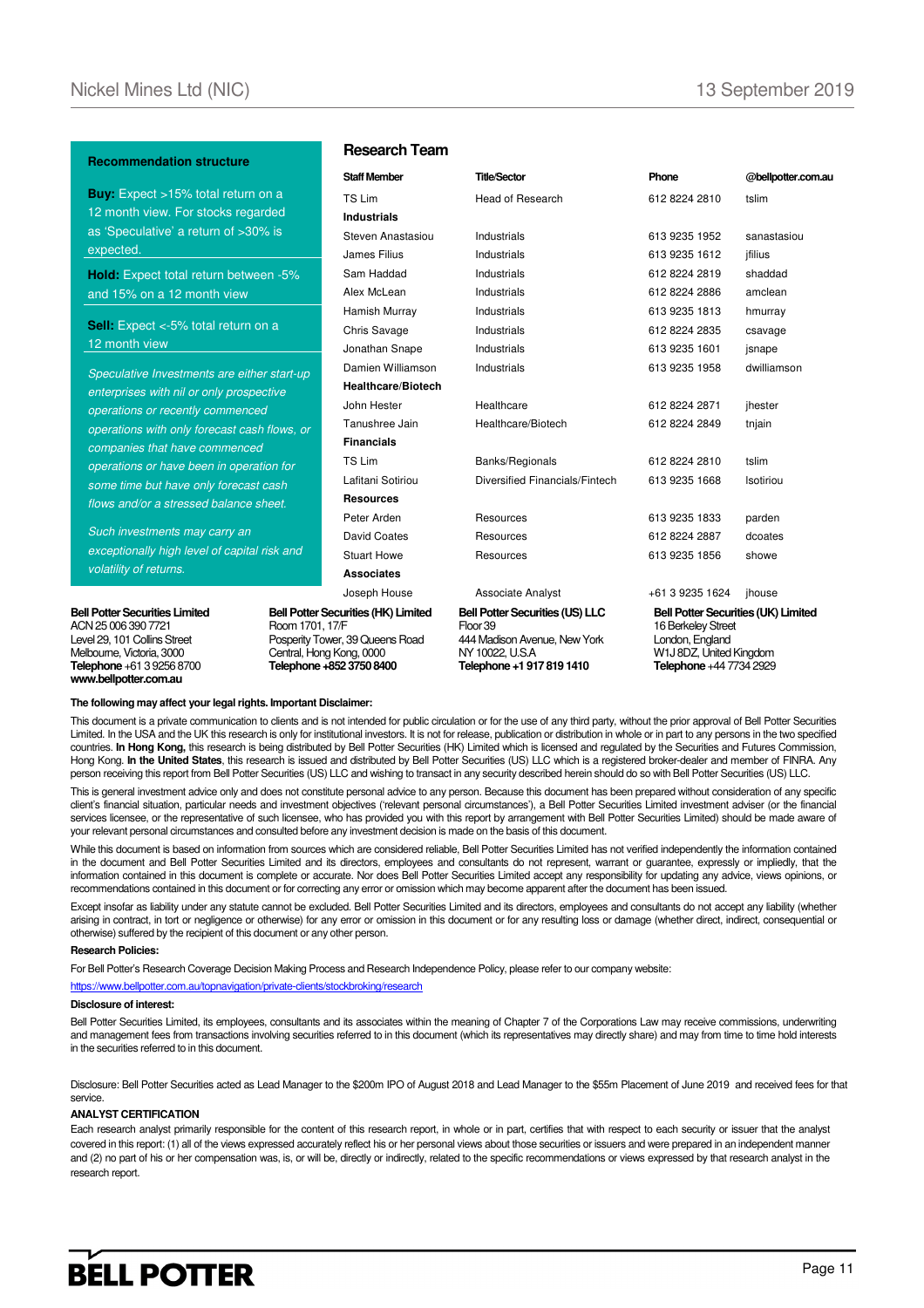**Recommendation structure**

**Buy:** Expect >15% total return on a 12 month view. For stocks regarded as 'Speculative' a return of >30% is expected.

**Hold:** Expect total return between -5% and 15% on a 12 month view

**Sell:** Expect <-5% total return on a 12 month view

*Speculative Investments are either start-up enterprises with nil or only prospective operations or recently commenced operations with only forecast cash flows, or companies that have commenced operations or have been in operation for some time but have only forecast cash flows and/or a stressed balance sheet.*

*Such investments may carry an exceptionally high level of capital risk and volatility of returns.*

## Research Team

| Staff Member | Title/Sector | Phone | @bellpotter.com.au |
|---|---|---|---|
| TS Lim | Head of Research | 612 8224 2810 | tslim |
| **Industrials** | | | |
| Steven Anastasiou | Industrials | 613 9235 1952 | sanastasiou |
| James Filius | Industrials | 613 9235 1612 | jfilius |
| Sam Haddad | Industrials | 612 8224 2819 | shaddad |
| Alex McLean | Industrials | 612 8224 2886 | amclean |
| Hamish Murray | Industrials | 613 9235 1813 | hmurray |
| Chris Savage | Industrials | 612 8224 2835 | csavage |
| Jonathan Snape | Industrials | 613 9235 1601 | jsnape |
| Damien Williamson | Industrials | 613 9235 1958 | dwilliamson |
| **Healthcare/Biotech** | | | |
| John Hester | Healthcare | 612 8224 2871 | jhester |
| Tanushree Jain | Healthcare/Biotech | 612 8224 2849 | tnjain |
| **Financials** | | | |
| TS Lim | Banks/Regionals | 612 8224 2810 | tslim |
| Lafitani Sotiriou | Diversified Financials/Fintech | 613 9235 1668 | lsotiriou |
| **Resources** | | | |
| Peter Arden | Resources | 613 9235 1833 | parden |
| David Coates | Resources | 612 8224 2887 | dcoates |
| Stuart Howe | Resources | 613 9235 1856 | showe |
| **Associates** | | | |
| Joseph House | Associate Analyst | +61 3 9235 1624 | jhouse |

**Bell Potter Securities Limited**
ACN 25 006 390 7721
Level 29, 101 Collins Street
Melbourne, Victoria, 3000
**Telephone** +61 3 9256 8700
**www.bellpotter.com.au**

**Bell Potter Securities (HK) Limited**
Room 1701, 17/F
Posperity Tower, 39 Queens Road
Central, Hong Kong, 0000
**Telephone +852 3750 8400**

**Bell Potter Securities (US) LLC**
Floor 39
444 Madison Avenue, New York
NY 10022, U.S.A
**Telephone +1 917 819 1410**

**Bell Potter Securities (UK) Limited**
16 Berkeley Street
London, England
W1J 8DZ, United Kingdom
**Telephone** +44 7734 2929

**The following may affect your legal rights. Important Disclaimer:**

This document is a private communication to clients and is not intended for public circulation or for the use of any third party, without the prior approval of Bell Potter Securities Limited. In the USA and the UK this research is only for institutional investors. It is not for release, publication or distribution in whole or in part to any persons in the two specified countries. **In Hong Kong,** this research is being distributed by Bell Potter Securities (HK) Limited which is licensed and regulated by the Securities and Futures Commission, Hong Kong. **In the United States**, this research is issued and distributed by Bell Potter Securities (US) LLC which is a registered broker-dealer and member of FINRA. Any person receiving this report from Bell Potter Securities (US) LLC and wishing to transact in any security described herein should do so with Bell Potter Securities (US) LLC.

This is general investment advice only and does not constitute personal advice to any person. Because this document has been prepared without consideration of any specific client's financial situation, particular needs and investment objectives ('relevant personal circumstances'), a Bell Potter Securities Limited investment adviser (or the financial services licensee, or the representative of such licensee, who has provided you with this report by arrangement with Bell Potter Securities Limited) should be made aware of your relevant personal circumstances and consulted before any investment decision is made on the basis of this document.

While this document is based on information from sources which are considered reliable, Bell Potter Securities Limited has not verified independently the information contained in the document and Bell Potter Securities Limited and its directors, employees and consultants do not represent, warrant or guarantee, expressly or impliedly, that the information contained in this document is complete or accurate. Nor does Bell Potter Securities Limited accept any responsibility for updating any advice, views opinions, or recommendations contained in this document or for correcting any error or omission which may become apparent after the document has been issued.

Except insofar as liability under any statute cannot be excluded. Bell Potter Securities Limited and its directors, employees and consultants do not accept any liability (whether arising in contract, in tort or negligence or otherwise) for any error or omission in this document or for any resulting loss or damage (whether direct, indirect, consequential or otherwise) suffered by the recipient of this document or any other person.

**Research Policies:**

For Bell Potter's Research Coverage Decision Making Process and Research Independence Policy, please refer to our company website:
https://www.bellpotter.com.au/topnavigation/private-clients/stockbroking/research

**Disclosure of interest:**

Bell Potter Securities Limited, its employees, consultants and its associates within the meaning of Chapter 7 of the Corporations Law may receive commissions, underwriting and management fees from transactions involving securities referred to in this document (which its representatives may directly share) and may from time to time hold interests in the securities referred to in this document.

Disclosure: Bell Potter Securities acted as Lead Manager to the $200m IPO of August 2018 and Lead Manager to the $55m Placement of June 2019 and received fees for that service.

**ANALYST CERTIFICATION**

Each research analyst primarily responsible for the content of this research report, in whole or in part, certifies that with respect to each security or issuer that the analyst covered in this report: (1) all of the views expressed accurately reflect his or her personal views about those securities or issuers and were prepared in an independent manner and (2) no part of his or her compensation was, is, or will be, directly or indirectly, related to the specific recommendations or views expressed by that research analyst in the research report.